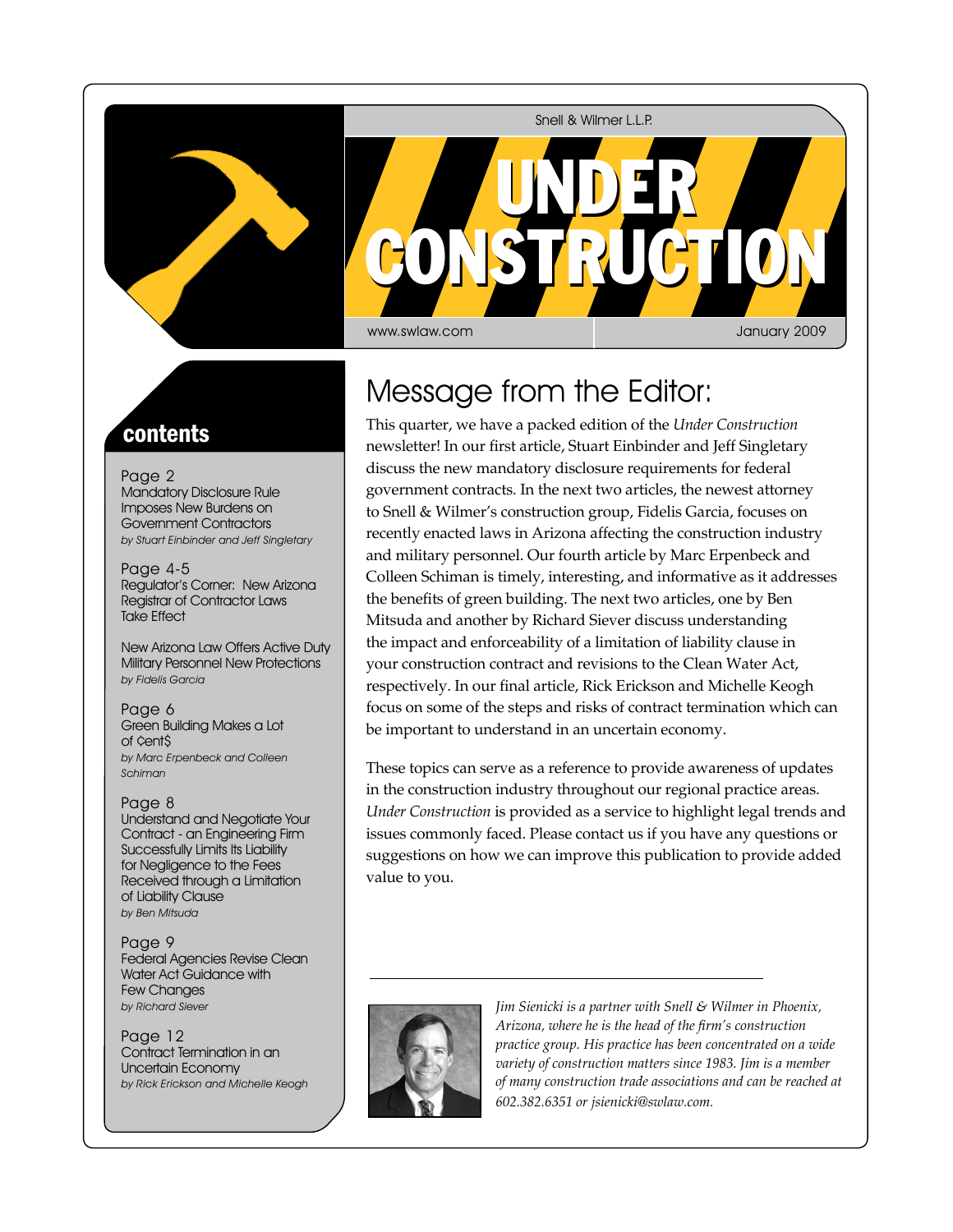Snell & Wilmer L.L.P.

# UNDER CONSTRUCTION

www.swlaw.com

January 2009

## contents

Page 2
Mandatory Disclosure Rule Imposes New Burdens on Government Contractors
*by Stuart Einbinder and Jeff Singletary*

Page 4-5
Regulator's Corner: New Arizona Registrar of Contractor Laws Take Effect

New Arizona Law Offers Active Duty Military Personnel New Protections
*by Fidelis Garcia*

Page 6
Green Building Makes a Lot of ¢ent$
*by Marc Erpenbeck and Colleen Schiman*

Page 8
Understand and Negotiate Your Contract - an Engineering Firm Successfully Limits Its Liability for Negligence to the Fees Received through a Limitation of Liability Clause
*by Ben Mitsuda*

Page 9
Federal Agencies Revise Clean Water Act Guidance with Few Changes
*by Richard Siever*

Page 12
Contract Termination in an Uncertain Economy
*by Rick Erickson and Michelle Keogh*

## Message from the Editor:

This quarter, we have a packed edition of the *Under Construction* newsletter! In our first article, Stuart Einbinder and Jeff Singletary discuss the new mandatory disclosure requirements for federal government contracts. In the next two articles, the newest attorney to Snell & Wilmer's construction group, Fidelis Garcia, focuses on recently enacted laws in Arizona affecting the construction industry and military personnel. Our fourth article by Marc Erpenbeck and Colleen Schiman is timely, interesting, and informative as it addresses the benefits of green building. The next two articles, one by Ben Mitsuda and another by Richard Siever discuss understanding the impact and enforceability of a limitation of liability clause in your construction contract and revisions to the Clean Water Act, respectively. In our final article, Rick Erickson and Michelle Keogh focus on some of the steps and risks of contract termination which can be important to understand in an uncertain economy.

These topics can serve as a reference to provide awareness of updates in the construction industry throughout our regional practice areas. *Under Construction* is provided as a service to highlight legal trends and issues commonly faced. Please contact us if you have any questions or suggestions on how we can improve this publication to provide added value to you.

---

*Jim Sienicki is a partner with Snell & Wilmer in Phoenix, Arizona, where he is the head of the firm's construction practice group. His practice has been concentrated on a wide variety of construction matters since 1983. Jim is a member of many construction trade associations and can be reached at 602.382.6351 or jsienicki@swlaw.com.*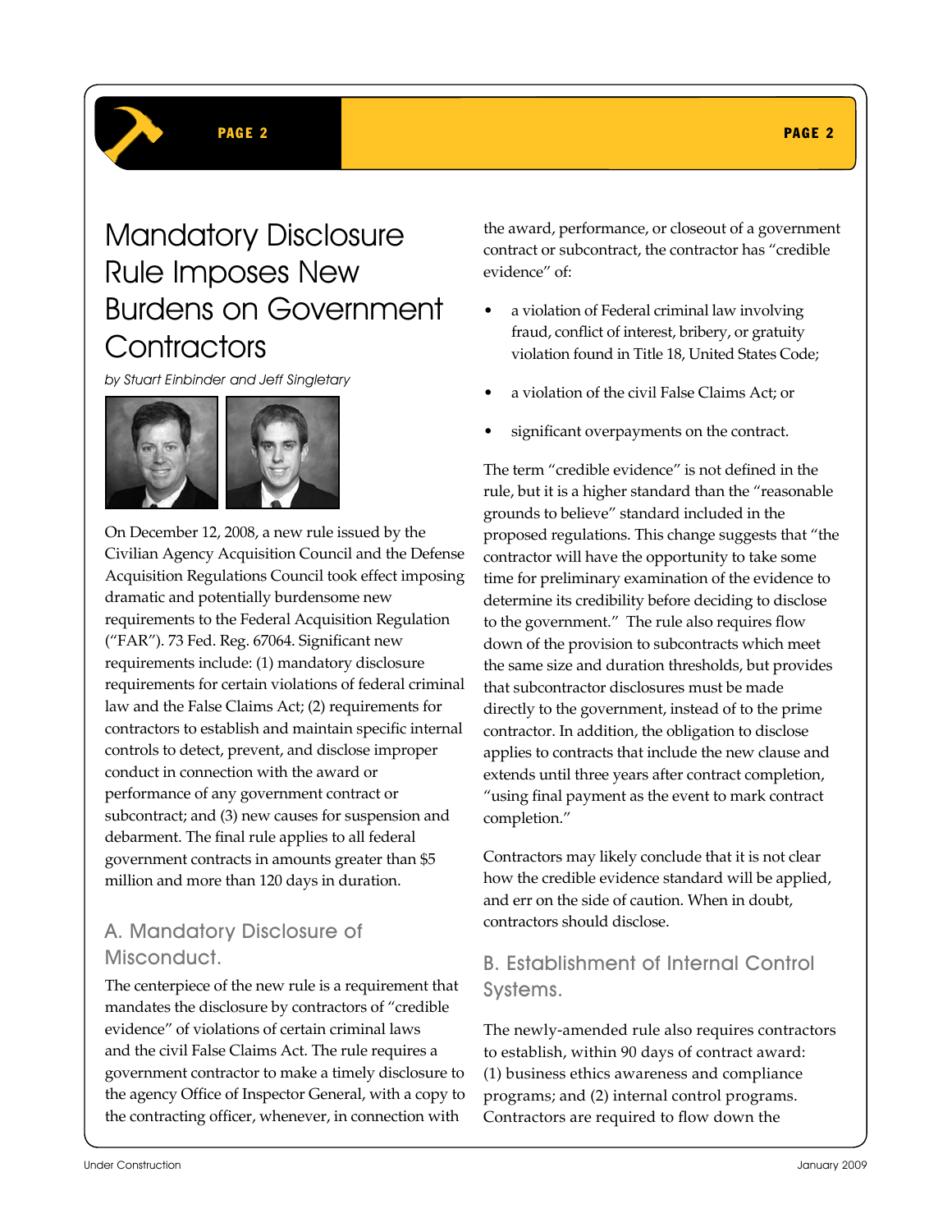# Mandatory Disclosure Rule Imposes New Burdens on Government Contractors

*by Stuart Einbinder and Jeff Singletary*

On December 12, 2008, a new rule issued by the Civilian Agency Acquisition Council and the Defense Acquisition Regulations Council took effect imposing dramatic and potentially burdensome new requirements to the Federal Acquisition Regulation ("FAR"). 73 Fed. Reg. 67064. Significant new requirements include: (1) mandatory disclosure requirements for certain violations of federal criminal law and the False Claims Act; (2) requirements for contractors to establish and maintain specific internal controls to detect, prevent, and disclose improper conduct in connection with the award or performance of any government contract or subcontract; and (3) new causes for suspension and debarment. The final rule applies to all federal government contracts in amounts greater than $5 million and more than 120 days in duration.

## A. Mandatory Disclosure of Misconduct.

The centerpiece of the new rule is a requirement that mandates the disclosure by contractors of "credible evidence" of violations of certain criminal laws and the civil False Claims Act. The rule requires a government contractor to make a timely disclosure to the agency Office of Inspector General, with a copy to the contracting officer, whenever, in connection with the award, performance, or closeout of a government contract or subcontract, the contractor has "credible evidence" of:

- a violation of Federal criminal law involving fraud, conflict of interest, bribery, or gratuity violation found in Title 18, United States Code;
- a violation of the civil False Claims Act; or
- significant overpayments on the contract.

The term "credible evidence" is not defined in the rule, but it is a higher standard than the "reasonable grounds to believe" standard included in the proposed regulations. This change suggests that "the contractor will have the opportunity to take some time for preliminary examination of the evidence to determine its credibility before deciding to disclose to the government." The rule also requires flow down of the provision to subcontracts which meet the same size and duration thresholds, but provides that subcontractor disclosures must be made directly to the government, instead of to the prime contractor. In addition, the obligation to disclose applies to contracts that include the new clause and extends until three years after contract completion, "using final payment as the event to mark contract completion."

Contractors may likely conclude that it is not clear how the credible evidence standard will be applied, and err on the side of caution. When in doubt, contractors should disclose.

## B. Establishment of Internal Control Systems.

The newly-amended rule also requires contractors to establish, within 90 days of contract award: (1) business ethics awareness and compliance programs; and (2) internal control programs. Contractors are required to flow down the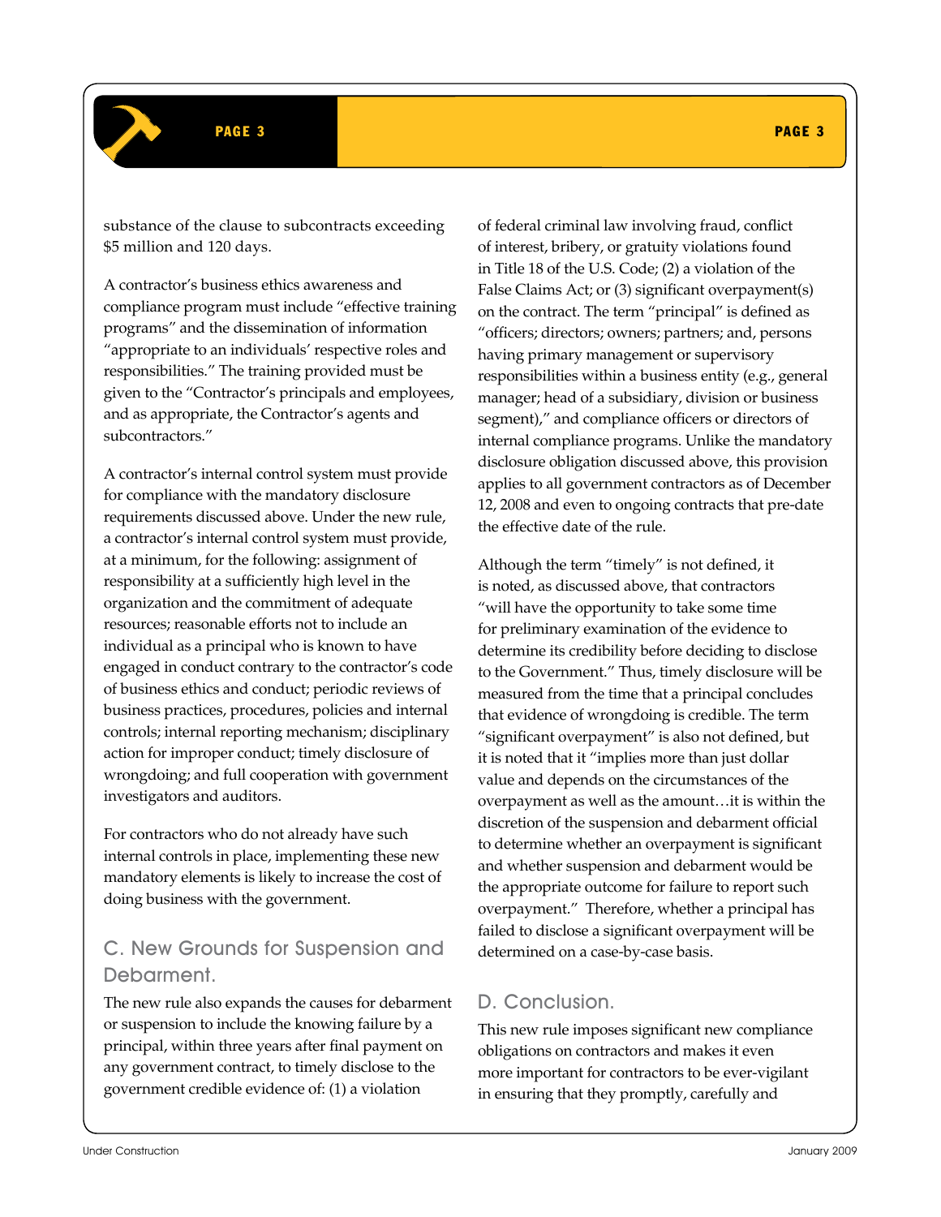substance of the clause to subcontracts exceeding $5 million and 120 days.

A contractor's business ethics awareness and compliance program must include "effective training programs" and the dissemination of information "appropriate to an individuals' respective roles and responsibilities." The training provided must be given to the "Contractor's principals and employees, and as appropriate, the Contractor's agents and subcontractors."

A contractor's internal control system must provide for compliance with the mandatory disclosure requirements discussed above. Under the new rule, a contractor's internal control system must provide, at a minimum, for the following: assignment of responsibility at a sufficiently high level in the organization and the commitment of adequate resources; reasonable efforts not to include an individual as a principal who is known to have engaged in conduct contrary to the contractor's code of business ethics and conduct; periodic reviews of business practices, procedures, policies and internal controls; internal reporting mechanism; disciplinary action for improper conduct; timely disclosure of wrongdoing; and full cooperation with government investigators and auditors.

For contractors who do not already have such internal controls in place, implementing these new mandatory elements is likely to increase the cost of doing business with the government.

## C. New Grounds for Suspension and Debarment.

The new rule also expands the causes for debarment or suspension to include the knowing failure by a principal, within three years after final payment on any government contract, to timely disclose to the government credible evidence of: (1) a violation of federal criminal law involving fraud, conflict of interest, bribery, or gratuity violations found in Title 18 of the U.S. Code; (2) a violation of the False Claims Act; or (3) significant overpayment(s) on the contract. The term "principal" is defined as "officers; directors; owners; partners; and, persons having primary management or supervisory responsibilities within a business entity (e.g., general manager; head of a subsidiary, division or business segment)," and compliance officers or directors of internal compliance programs. Unlike the mandatory disclosure obligation discussed above, this provision applies to all government contractors as of December 12, 2008 and even to ongoing contracts that pre-date the effective date of the rule.

Although the term "timely" is not defined, it is noted, as discussed above, that contractors "will have the opportunity to take some time for preliminary examination of the evidence to determine its credibility before deciding to disclose to the Government." Thus, timely disclosure will be measured from the time that a principal concludes that evidence of wrongdoing is credible. The term "significant overpayment" is also not defined, but it is noted that it "implies more than just dollar value and depends on the circumstances of the overpayment as well as the amount…it is within the discretion of the suspension and debarment official to determine whether an overpayment is significant and whether suspension and debarment would be the appropriate outcome for failure to report such overpayment." Therefore, whether a principal has failed to disclose a significant overpayment will be determined on a case-by-case basis.

## D. Conclusion.

This new rule imposes significant new compliance obligations on contractors and makes it even more important for contractors to be ever-vigilant in ensuring that they promptly, carefully and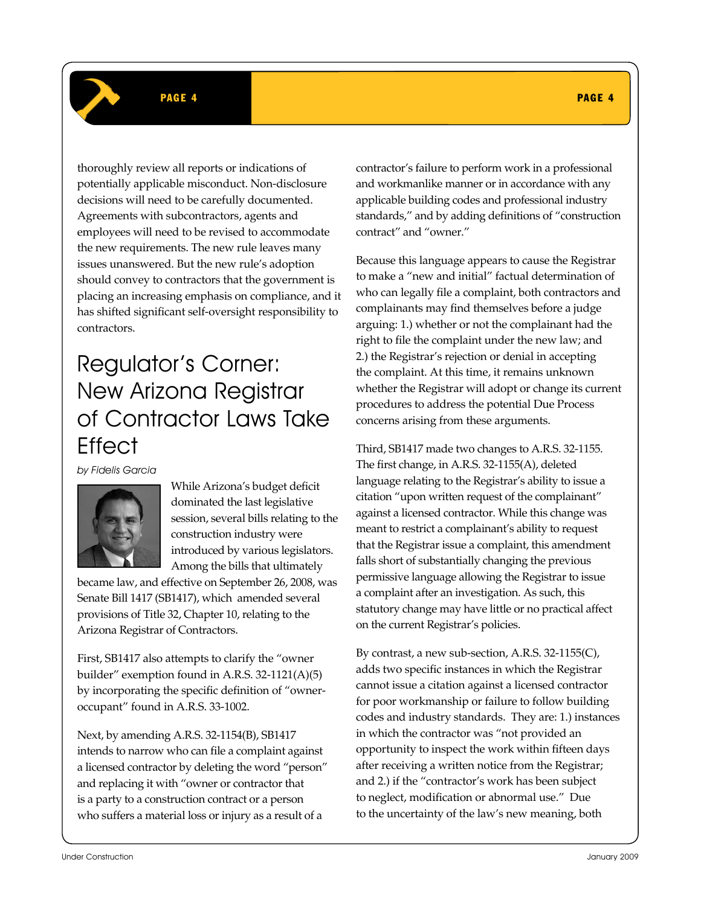thoroughly review all reports or indications of potentially applicable misconduct. Non-disclosure decisions will need to be carefully documented. Agreements with subcontractors, agents and employees will need to be revised to accommodate the new requirements. The new rule leaves many issues unanswered. But the new rule's adoption should convey to contractors that the government is placing an increasing emphasis on compliance, and it has shifted significant self-oversight responsibility to contractors.

# Regulator's Corner: New Arizona Registrar of Contractor Laws Take Effect

*by Fidelis Garcia*

While Arizona's budget deficit dominated the last legislative session, several bills relating to the construction industry were introduced by various legislators. Among the bills that ultimately became law, and effective on September 26, 2008, was Senate Bill 1417 (SB1417), which amended several provisions of Title 32, Chapter 10, relating to the Arizona Registrar of Contractors.

First, SB1417 also attempts to clarify the "owner builder" exemption found in A.R.S. 32-1121(A)(5) by incorporating the specific definition of "owner-occupant" found in A.R.S. 33-1002.

Next, by amending A.R.S. 32-1154(B), SB1417 intends to narrow who can file a complaint against a licensed contractor by deleting the word "person" and replacing it with "owner or contractor that is a party to a construction contract or a person who suffers a material loss or injury as a result of a contractor's failure to perform work in a professional and workmanlike manner or in accordance with any applicable building codes and professional industry standards," and by adding definitions of "construction contract" and "owner."

Because this language appears to cause the Registrar to make a "new and initial" factual determination of who can legally file a complaint, both contractors and complainants may find themselves before a judge arguing: 1.) whether or not the complainant had the right to file the complaint under the new law; and 2.) the Registrar's rejection or denial in accepting the complaint. At this time, it remains unknown whether the Registrar will adopt or change its current procedures to address the potential Due Process concerns arising from these arguments.

Third, SB1417 made two changes to A.R.S. 32-1155. The first change, in A.R.S. 32-1155(A), deleted language relating to the Registrar's ability to issue a citation "upon written request of the complainant" against a licensed contractor. While this change was meant to restrict a complainant's ability to request that the Registrar issue a complaint, this amendment falls short of substantially changing the previous permissive language allowing the Registrar to issue a complaint after an investigation. As such, this statutory change may have little or no practical affect on the current Registrar's policies.

By contrast, a new sub-section, A.R.S. 32-1155(C), adds two specific instances in which the Registrar cannot issue a citation against a licensed contractor for poor workmanship or failure to follow building codes and industry standards. They are: 1.) instances in which the contractor was "not provided an opportunity to inspect the work within fifteen days after receiving a written notice from the Registrar; and 2.) if the "contractor's work has been subject to neglect, modification or abnormal use." Due to the uncertainty of the law's new meaning, both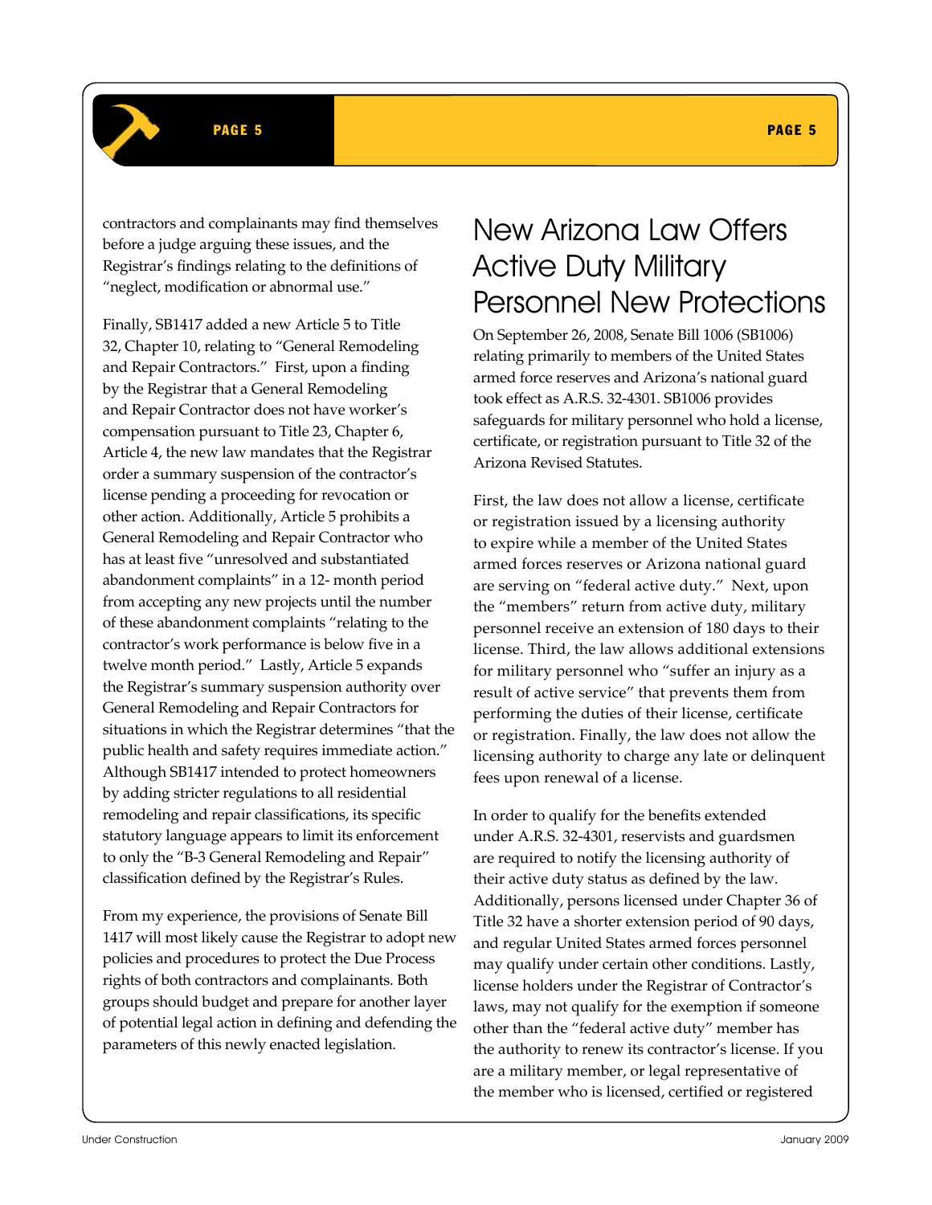contractors and complainants may find themselves before a judge arguing these issues, and the Registrar's findings relating to the definitions of "neglect, modification or abnormal use."

Finally, SB1417 added a new Article 5 to Title 32, Chapter 10, relating to "General Remodeling and Repair Contractors." First, upon a finding by the Registrar that a General Remodeling and Repair Contractor does not have worker's compensation pursuant to Title 23, Chapter 6, Article 4, the new law mandates that the Registrar order a summary suspension of the contractor's license pending a proceeding for revocation or other action. Additionally, Article 5 prohibits a General Remodeling and Repair Contractor who has at least five "unresolved and substantiated abandonment complaints" in a 12- month period from accepting any new projects until the number of these abandonment complaints "relating to the contractor's work performance is below five in a twelve month period." Lastly, Article 5 expands the Registrar's summary suspension authority over General Remodeling and Repair Contractors for situations in which the Registrar determines "that the public health and safety requires immediate action." Although SB1417 intended to protect homeowners by adding stricter regulations to all residential remodeling and repair classifications, its specific statutory language appears to limit its enforcement to only the "B-3 General Remodeling and Repair" classification defined by the Registrar's Rules.

From my experience, the provisions of Senate Bill 1417 will most likely cause the Registrar to adopt new policies and procedures to protect the Due Process rights of both contractors and complainants. Both groups should budget and prepare for another layer of potential legal action in defining and defending the parameters of this newly enacted legislation.

# New Arizona Law Offers Active Duty Military Personnel New Protections

On September 26, 2008, Senate Bill 1006 (SB1006) relating primarily to members of the United States armed force reserves and Arizona's national guard took effect as A.R.S. 32-4301. SB1006 provides safeguards for military personnel who hold a license, certificate, or registration pursuant to Title 32 of the Arizona Revised Statutes.

First, the law does not allow a license, certificate or registration issued by a licensing authority to expire while a member of the United States armed forces reserves or Arizona national guard are serving on "federal active duty." Next, upon the "members" return from active duty, military personnel receive an extension of 180 days to their license. Third, the law allows additional extensions for military personnel who "suffer an injury as a result of active service" that prevents them from performing the duties of their license, certificate or registration. Finally, the law does not allow the licensing authority to charge any late or delinquent fees upon renewal of a license.

In order to qualify for the benefits extended under A.R.S. 32-4301, reservists and guardsmen are required to notify the licensing authority of their active duty status as defined by the law. Additionally, persons licensed under Chapter 36 of Title 32 have a shorter extension period of 90 days, and regular United States armed forces personnel may qualify under certain other conditions. Lastly, license holders under the Registrar of Contractor's laws, may not qualify for the exemption if someone other than the "federal active duty" member has the authority to renew its contractor's license. If you are a military member, or legal representative of the member who is licensed, certified or registered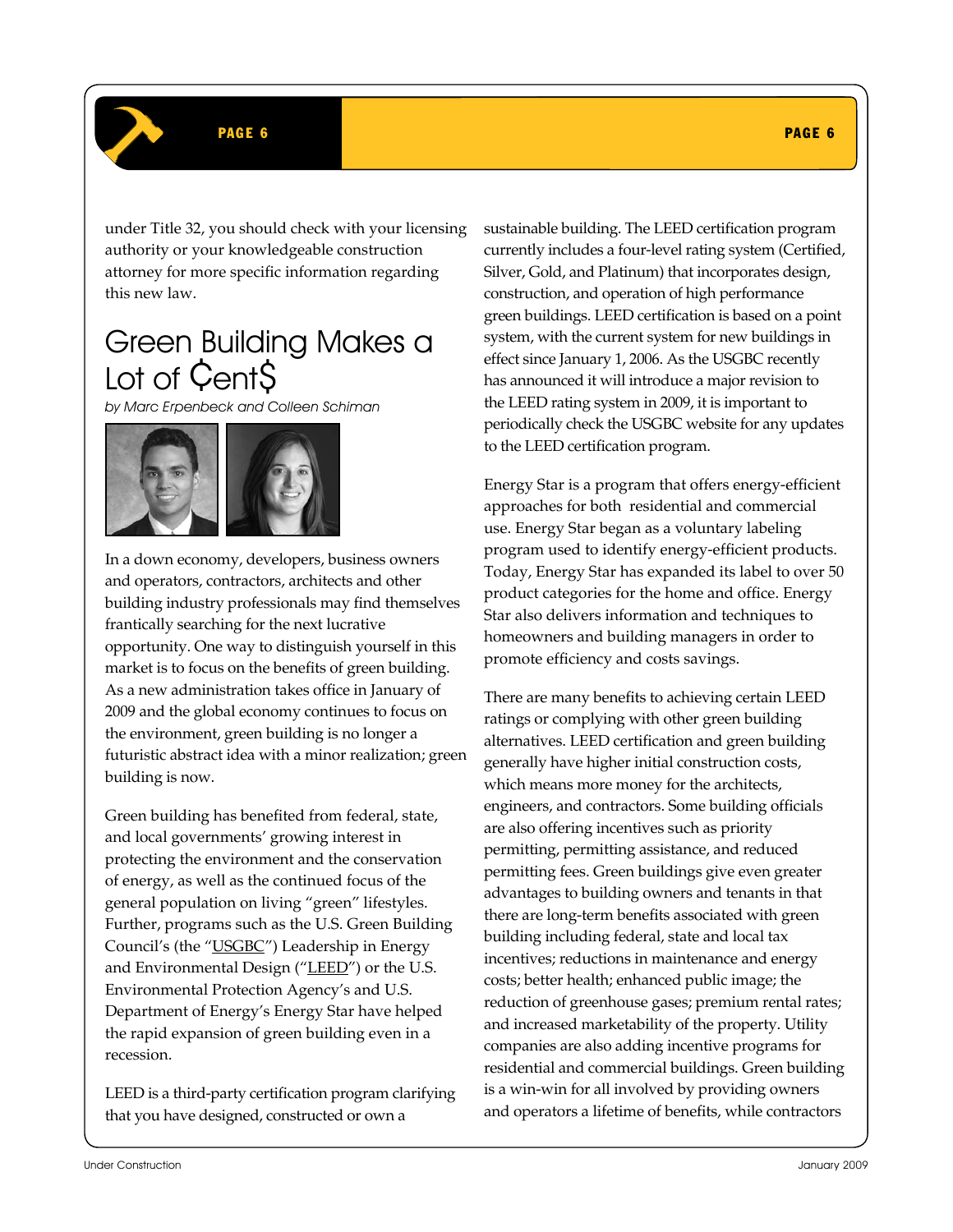under Title 32, you should check with your licensing authority or your knowledgeable construction attorney for more specific information regarding this new law.

# Green Building Makes a Lot of ₵ent$

*by Marc Erpenbeck and Colleen Schiman*

In a down economy, developers, business owners and operators, contractors, architects and other building industry professionals may find themselves frantically searching for the next lucrative opportunity. One way to distinguish yourself in this market is to focus on the benefits of green building. As a new administration takes office in January of 2009 and the global economy continues to focus on the environment, green building is no longer a futuristic abstract idea with a minor realization; green building is now.

Green building has benefited from federal, state, and local governments' growing interest in protecting the environment and the conservation of energy, as well as the continued focus of the general population on living "green" lifestyles. Further, programs such as the U.S. Green Building Council's (the "USGBC") Leadership in Energy and Environmental Design ("LEED") or the U.S. Environmental Protection Agency's and U.S. Department of Energy's Energy Star have helped the rapid expansion of green building even in a recession.

LEED is a third-party certification program clarifying that you have designed, constructed or own a sustainable building. The LEED certification program currently includes a four-level rating system (Certified, Silver, Gold, and Platinum) that incorporates design, construction, and operation of high performance green buildings. LEED certification is based on a point system, with the current system for new buildings in effect since January 1, 2006. As the USGBC recently has announced it will introduce a major revision to the LEED rating system in 2009, it is important to periodically check the USGBC website for any updates to the LEED certification program.

Energy Star is a program that offers energy-efficient approaches for both residential and commercial use. Energy Star began as a voluntary labeling program used to identify energy-efficient products. Today, Energy Star has expanded its label to over 50 product categories for the home and office. Energy Star also delivers information and techniques to homeowners and building managers in order to promote efficiency and costs savings.

There are many benefits to achieving certain LEED ratings or complying with other green building alternatives. LEED certification and green building generally have higher initial construction costs, which means more money for the architects, engineers, and contractors. Some building officials are also offering incentives such as priority permitting, permitting assistance, and reduced permitting fees. Green buildings give even greater advantages to building owners and tenants in that there are long-term benefits associated with green building including federal, state and local tax incentives; reductions in maintenance and energy costs; better health; enhanced public image; the reduction of greenhouse gases; premium rental rates; and increased marketability of the property. Utility companies are also adding incentive programs for residential and commercial buildings. Green building is a win-win for all involved by providing owners and operators a lifetime of benefits, while contractors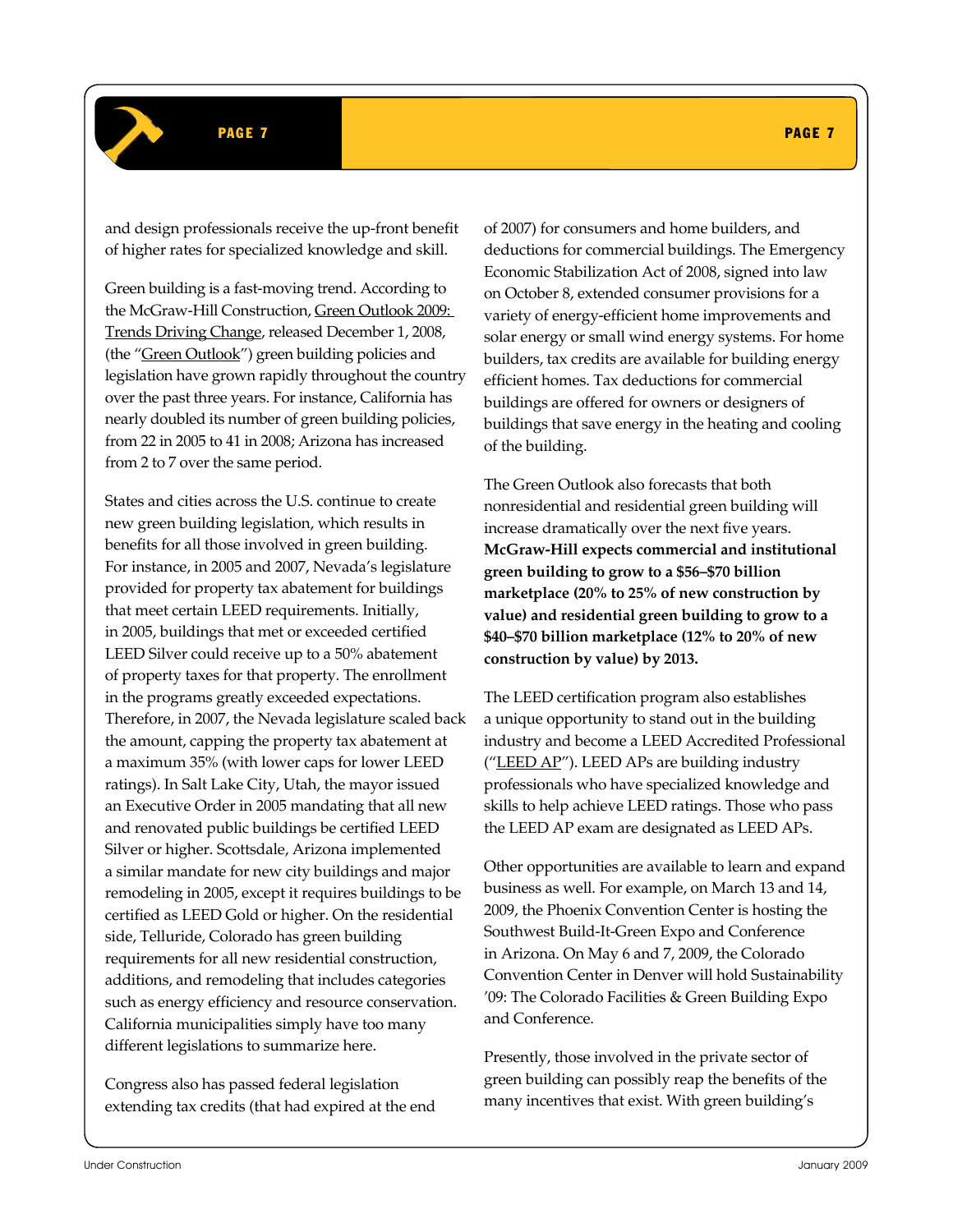and design professionals receive the up-front benefit of higher rates for specialized knowledge and skill.

Green building is a fast-moving trend. According to the McGraw-Hill Construction, Green Outlook 2009: Trends Driving Change, released December 1, 2008, (the "Green Outlook") green building policies and legislation have grown rapidly throughout the country over the past three years. For instance, California has nearly doubled its number of green building policies, from 22 in 2005 to 41 in 2008; Arizona has increased from 2 to 7 over the same period.

States and cities across the U.S. continue to create new green building legislation, which results in benefits for all those involved in green building. For instance, in 2005 and 2007, Nevada's legislature provided for property tax abatement for buildings that meet certain LEED requirements. Initially, in 2005, buildings that met or exceeded certified LEED Silver could receive up to a 50% abatement of property taxes for that property. The enrollment in the programs greatly exceeded expectations. Therefore, in 2007, the Nevada legislature scaled back the amount, capping the property tax abatement at a maximum 35% (with lower caps for lower LEED ratings). In Salt Lake City, Utah, the mayor issued an Executive Order in 2005 mandating that all new and renovated public buildings be certified LEED Silver or higher. Scottsdale, Arizona implemented a similar mandate for new city buildings and major remodeling in 2005, except it requires buildings to be certified as LEED Gold or higher. On the residential side, Telluride, Colorado has green building requirements for all new residential construction, additions, and remodeling that includes categories such as energy efficiency and resource conservation. California municipalities simply have too many different legislations to summarize here.

Congress also has passed federal legislation extending tax credits (that had expired at the end of 2007) for consumers and home builders, and deductions for commercial buildings. The Emergency Economic Stabilization Act of 2008, signed into law on October 8, extended consumer provisions for a variety of energy-efficient home improvements and solar energy or small wind energy systems. For home builders, tax credits are available for building energy efficient homes. Tax deductions for commercial buildings are offered for owners or designers of buildings that save energy in the heating and cooling of the building.

The Green Outlook also forecasts that both nonresidential and residential green building will increase dramatically over the next five years. **McGraw-Hill expects commercial and institutional green building to grow to a $56–$70 billion marketplace (20% to 25% of new construction by value) and residential green building to grow to a $40–$70 billion marketplace (12% to 20% of new construction by value) by 2013.**

The LEED certification program also establishes a unique opportunity to stand out in the building industry and become a LEED Accredited Professional ("LEED AP"). LEED APs are building industry professionals who have specialized knowledge and skills to help achieve LEED ratings. Those who pass the LEED AP exam are designated as LEED APs.

Other opportunities are available to learn and expand business as well. For example, on March 13 and 14, 2009, the Phoenix Convention Center is hosting the Southwest Build-It-Green Expo and Conference in Arizona. On May 6 and 7, 2009, the Colorado Convention Center in Denver will hold Sustainability '09: The Colorado Facilities & Green Building Expo and Conference.

Presently, those involved in the private sector of green building can possibly reap the benefits of the many incentives that exist. With green building's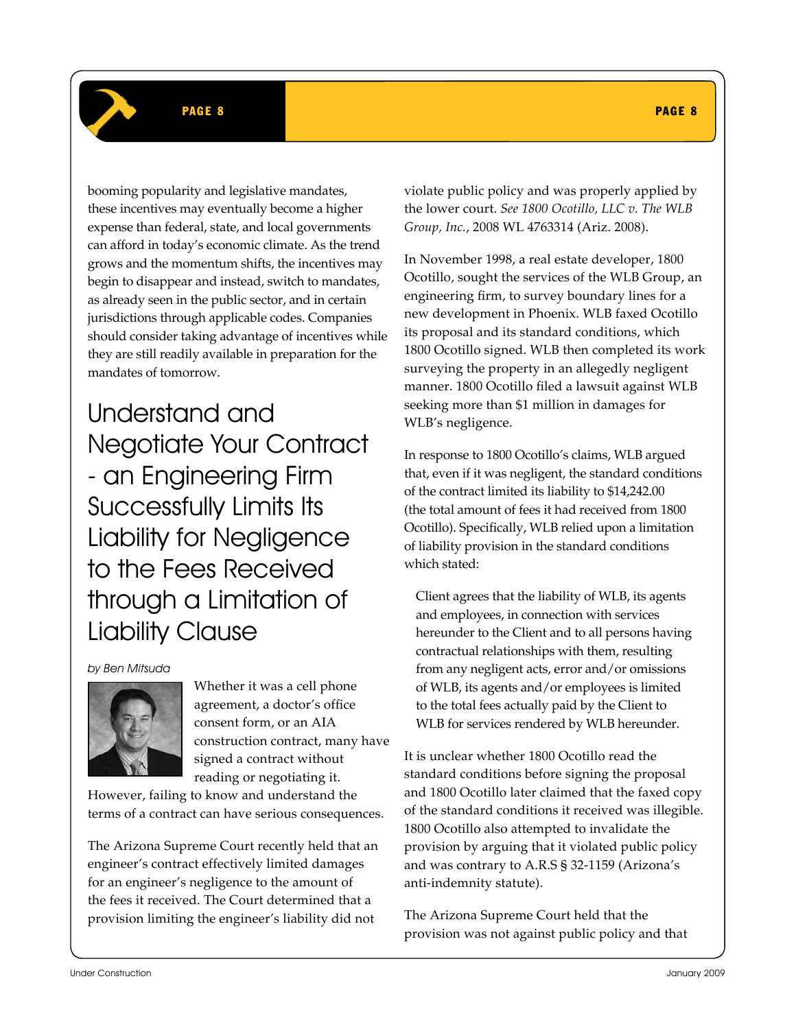booming popularity and legislative mandates, these incentives may eventually become a higher expense than federal, state, and local governments can afford in today's economic climate. As the trend grows and the momentum shifts, the incentives may begin to disappear and instead, switch to mandates, as already seen in the public sector, and in certain jurisdictions through applicable codes. Companies should consider taking advantage of incentives while they are still readily available in preparation for the mandates of tomorrow.

# Understand and Negotiate Your Contract - an Engineering Firm Successfully Limits Its Liability for Negligence to the Fees Received through a Limitation of Liability Clause

*by Ben Mitsuda*

Whether it was a cell phone agreement, a doctor's office consent form, or an AIA construction contract, many have signed a contract without reading or negotiating it. However, failing to know and understand the terms of a contract can have serious consequences.

The Arizona Supreme Court recently held that an engineer's contract effectively limited damages for an engineer's negligence to the amount of the fees it received. The Court determined that a provision limiting the engineer's liability did not violate public policy and was properly applied by the lower court. *See 1800 Ocotillo, LLC v. The WLB Group, Inc.*, 2008 WL 4763314 (Ariz. 2008).

In November 1998, a real estate developer, 1800 Ocotillo, sought the services of the WLB Group, an engineering firm, to survey boundary lines for a new development in Phoenix. WLB faxed Ocotillo its proposal and its standard conditions, which 1800 Ocotillo signed. WLB then completed its work surveying the property in an allegedly negligent manner. 1800 Ocotillo filed a lawsuit against WLB seeking more than $1 million in damages for WLB's negligence.

In response to 1800 Ocotillo's claims, WLB argued that, even if it was negligent, the standard conditions of the contract limited its liability to $14,242.00 (the total amount of fees it had received from 1800 Ocotillo). Specifically, WLB relied upon a limitation of liability provision in the standard conditions which stated:

> Client agrees that the liability of WLB, its agents and employees, in connection with services hereunder to the Client and to all persons having contractual relationships with them, resulting from any negligent acts, error and/or omissions of WLB, its agents and/or employees is limited to the total fees actually paid by the Client to WLB for services rendered by WLB hereunder.

It is unclear whether 1800 Ocotillo read the standard conditions before signing the proposal and 1800 Ocotillo later claimed that the faxed copy of the standard conditions it received was illegible. 1800 Ocotillo also attempted to invalidate the provision by arguing that it violated public policy and was contrary to A.R.S § 32-1159 (Arizona's anti-indemnity statute).

The Arizona Supreme Court held that the provision was not against public policy and that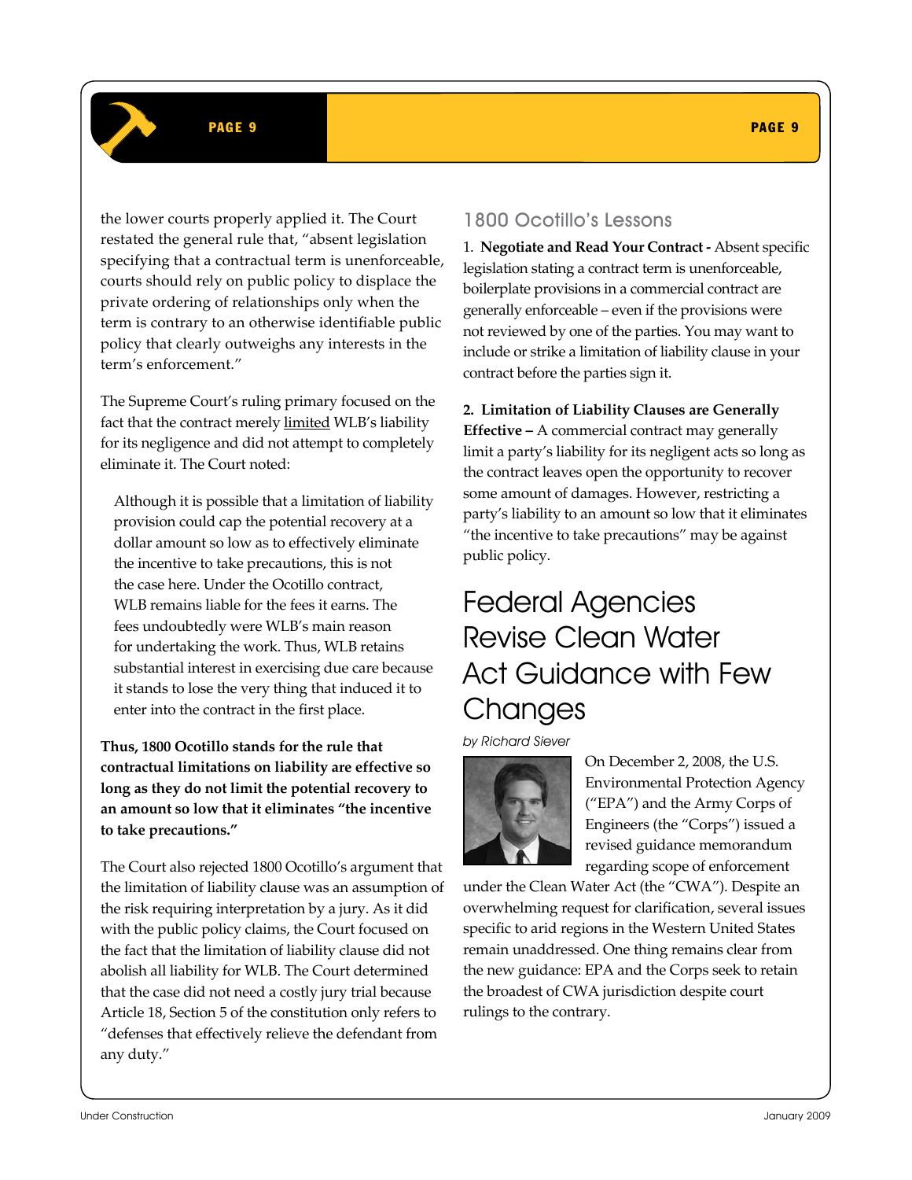the lower courts properly applied it. The Court restated the general rule that, "absent legislation specifying that a contractual term is unenforceable, courts should rely on public policy to displace the private ordering of relationships only when the term is contrary to an otherwise identifiable public policy that clearly outweighs any interests in the term's enforcement."

The Supreme Court's ruling primary focused on the fact that the contract merely limited WLB's liability for its negligence and did not attempt to completely eliminate it. The Court noted:

> Although it is possible that a limitation of liability provision could cap the potential recovery at a dollar amount so low as to effectively eliminate the incentive to take precautions, this is not the case here. Under the Ocotillo contract, WLB remains liable for the fees it earns. The fees undoubtedly were WLB's main reason for undertaking the work. Thus, WLB retains substantial interest in exercising due care because it stands to lose the very thing that induced it to enter into the contract in the first place.

**Thus, 1800 Ocotillo stands for the rule that contractual limitations on liability are effective so long as they do not limit the potential recovery to an amount so low that it eliminates "the incentive to take precautions."**

The Court also rejected 1800 Ocotillo's argument that the limitation of liability clause was an assumption of the risk requiring interpretation by a jury. As it did with the public policy claims, the Court focused on the fact that the limitation of liability clause did not abolish all liability for WLB. The Court determined that the case did not need a costly jury trial because Article 18, Section 5 of the constitution only refers to "defenses that effectively relieve the defendant from any duty."

## 1800 Ocotillo's Lessons

1. **Negotiate and Read Your Contract -** Absent specific legislation stating a contract term is unenforceable, boilerplate provisions in a commercial contract are generally enforceable – even if the provisions were not reviewed by one of the parties. You may want to include or strike a limitation of liability clause in your contract before the parties sign it.

2. **Limitation of Liability Clauses are Generally Effective –** A commercial contract may generally limit a party's liability for its negligent acts so long as the contract leaves open the opportunity to recover some amount of damages. However, restricting a party's liability to an amount so low that it eliminates "the incentive to take precautions" may be against public policy.

# Federal Agencies Revise Clean Water Act Guidance with Few Changes

*by Richard Siever*

On December 2, 2008, the U.S. Environmental Protection Agency ("EPA") and the Army Corps of Engineers (the "Corps") issued a revised guidance memorandum regarding scope of enforcement under the Clean Water Act (the "CWA"). Despite an overwhelming request for clarification, several issues specific to arid regions in the Western United States remain unaddressed. One thing remains clear from the new guidance: EPA and the Corps seek to retain the broadest of CWA jurisdiction despite court rulings to the contrary.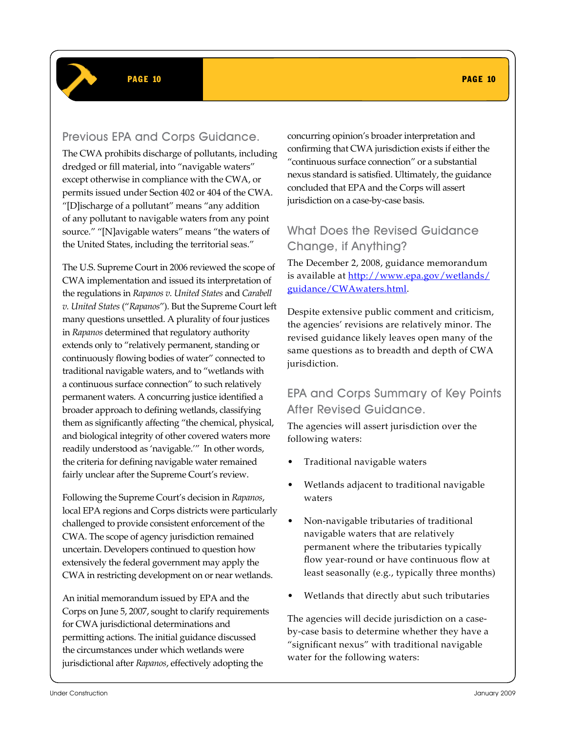## Previous EPA and Corps Guidance.

The CWA prohibits discharge of pollutants, including dredged or fill material, into "navigable waters" except otherwise in compliance with the CWA, or permits issued under Section 402 or 404 of the CWA. "[D]ischarge of a pollutant" means "any addition of any pollutant to navigable waters from any point source." "[N]avigable waters" means "the waters of the United States, including the territorial seas."

The U.S. Supreme Court in 2006 reviewed the scope of CWA implementation and issued its interpretation of the regulations in *Rapanos v. United States* and *Carabell v. United States* ("*Rapanos*"). But the Supreme Court left many questions unsettled. A plurality of four justices in *Rapanos* determined that regulatory authority extends only to "relatively permanent, standing or continuously flowing bodies of water" connected to traditional navigable waters, and to "wetlands with a continuous surface connection" to such relatively permanent waters. A concurring justice identified a broader approach to defining wetlands, classifying them as significantly affecting "the chemical, physical, and biological integrity of other covered waters more readily understood as 'navigable.'" In other words, the criteria for defining navigable water remained fairly unclear after the Supreme Court's review.

Following the Supreme Court's decision in *Rapanos*, local EPA regions and Corps districts were particularly challenged to provide consistent enforcement of the CWA. The scope of agency jurisdiction remained uncertain. Developers continued to question how extensively the federal government may apply the CWA in restricting development on or near wetlands.

An initial memorandum issued by EPA and the Corps on June 5, 2007, sought to clarify requirements for CWA jurisdictional determinations and permitting actions. The initial guidance discussed the circumstances under which wetlands were jurisdictional after *Rapanos*, effectively adopting the concurring opinion's broader interpretation and confirming that CWA jurisdiction exists if either the "continuous surface connection" or a substantial nexus standard is satisfied. Ultimately, the guidance concluded that EPA and the Corps will assert jurisdiction on a case-by-case basis.

## What Does the Revised Guidance Change, if Anything?

The December 2, 2008, guidance memorandum is available at [http://www.epa.gov/wetlands/guidance/CWAwaters.html](http://www.epa.gov/wetlands/guidance/CWAwaters.html).

Despite extensive public comment and criticism, the agencies' revisions are relatively minor. The revised guidance likely leaves open many of the same questions as to breadth and depth of CWA jurisdiction.

## EPA and Corps Summary of Key Points After Revised Guidance.

The agencies will assert jurisdiction over the following waters:

- Traditional navigable waters
- Wetlands adjacent to traditional navigable waters
- Non-navigable tributaries of traditional navigable waters that are relatively permanent where the tributaries typically flow year-round or have continuous flow at least seasonally (e.g., typically three months)
- Wetlands that directly abut such tributaries

The agencies will decide jurisdiction on a case-by-case basis to determine whether they have a "significant nexus" with traditional navigable water for the following waters: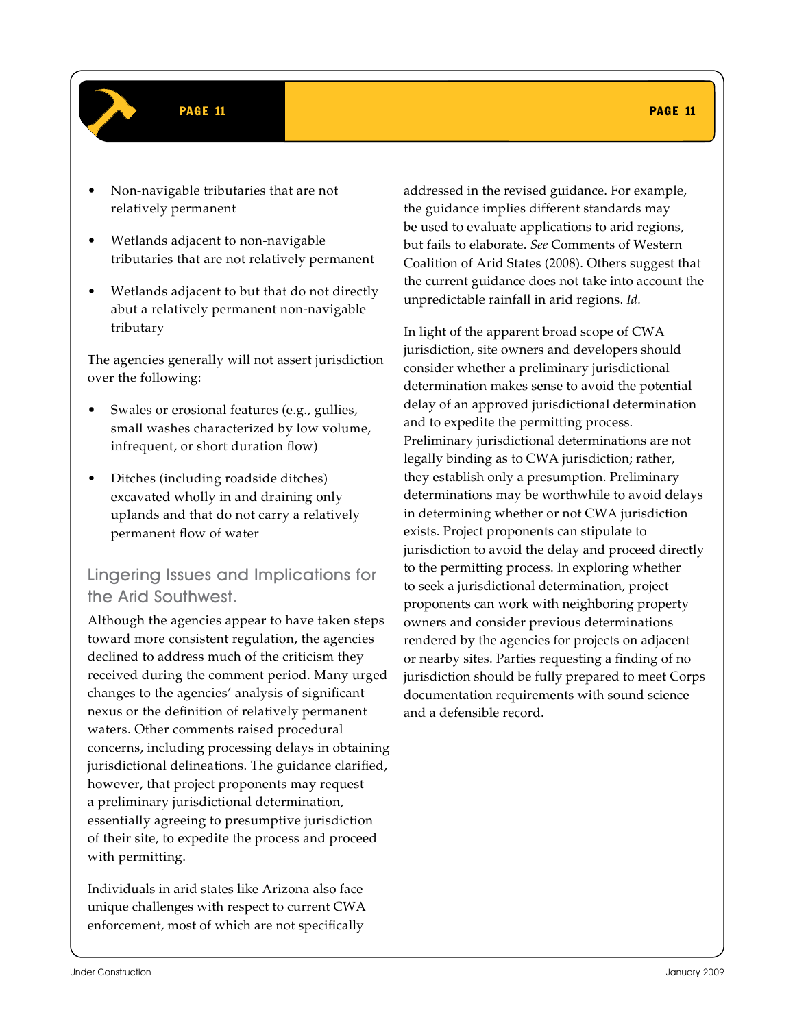- Non-navigable tributaries that are not relatively permanent
- Wetlands adjacent to non-navigable tributaries that are not relatively permanent
- Wetlands adjacent to but that do not directly abut a relatively permanent non-navigable tributary

The agencies generally will not assert jurisdiction over the following:

- Swales or erosional features (e.g., gullies, small washes characterized by low volume, infrequent, or short duration flow)
- Ditches (including roadside ditches) excavated wholly in and draining only uplands and that do not carry a relatively permanent flow of water

## Lingering Issues and Implications for the Arid Southwest.

Although the agencies appear to have taken steps toward more consistent regulation, the agencies declined to address much of the criticism they received during the comment period. Many urged changes to the agencies' analysis of significant nexus or the definition of relatively permanent waters. Other comments raised procedural concerns, including processing delays in obtaining jurisdictional delineations. The guidance clarified, however, that project proponents may request a preliminary jurisdictional determination, essentially agreeing to presumptive jurisdiction of their site, to expedite the process and proceed with permitting.

Individuals in arid states like Arizona also face unique challenges with respect to current CWA enforcement, most of which are not specifically addressed in the revised guidance. For example, the guidance implies different standards may be used to evaluate applications to arid regions, but fails to elaborate. *See* Comments of Western Coalition of Arid States (2008). Others suggest that the current guidance does not take into account the unpredictable rainfall in arid regions. *Id.*

In light of the apparent broad scope of CWA jurisdiction, site owners and developers should consider whether a preliminary jurisdictional determination makes sense to avoid the potential delay of an approved jurisdictional determination and to expedite the permitting process. Preliminary jurisdictional determinations are not legally binding as to CWA jurisdiction; rather, they establish only a presumption. Preliminary determinations may be worthwhile to avoid delays in determining whether or not CWA jurisdiction exists. Project proponents can stipulate to jurisdiction to avoid the delay and proceed directly to the permitting process. In exploring whether to seek a jurisdictional determination, project proponents can work with neighboring property owners and consider previous determinations rendered by the agencies for projects on adjacent or nearby sites. Parties requesting a finding of no jurisdiction should be fully prepared to meet Corps documentation requirements with sound science and a defensible record.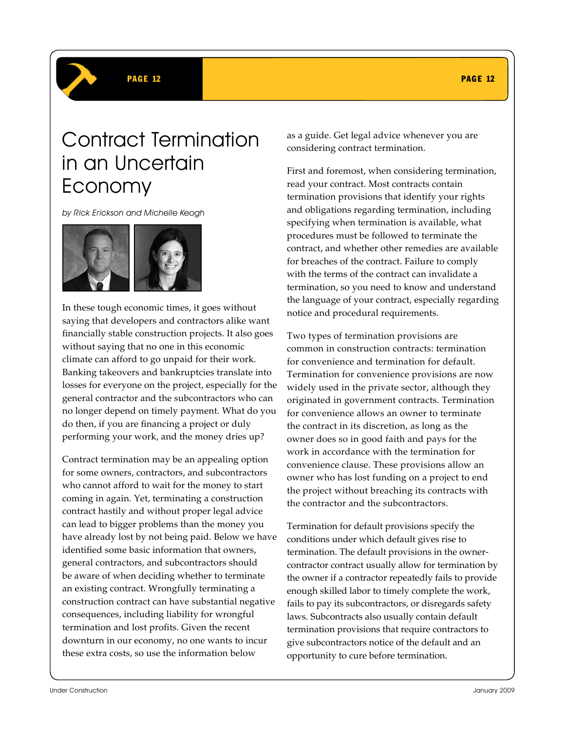# Contract Termination in an Uncertain Economy

*by Rick Erickson and Michelle Keogh*

In these tough economic times, it goes without saying that developers and contractors alike want financially stable construction projects. It also goes without saying that no one in this economic climate can afford to go unpaid for their work. Banking takeovers and bankruptcies translate into losses for everyone on the project, especially for the general contractor and the subcontractors who can no longer depend on timely payment. What do you do then, if you are financing a project or duly performing your work, and the money dries up?

Contract termination may be an appealing option for some owners, contractors, and subcontractors who cannot afford to wait for the money to start coming in again. Yet, terminating a construction contract hastily and without proper legal advice can lead to bigger problems than the money you have already lost by not being paid. Below we have identified some basic information that owners, general contractors, and subcontractors should be aware of when deciding whether to terminate an existing contract. Wrongfully terminating a construction contract can have substantial negative consequences, including liability for wrongful termination and lost profits. Given the recent downturn in our economy, no one wants to incur these extra costs, so use the information below as a guide. Get legal advice whenever you are considering contract termination.

First and foremost, when considering termination, read your contract. Most contracts contain termination provisions that identify your rights and obligations regarding termination, including specifying when termination is available, what procedures must be followed to terminate the contract, and whether other remedies are available for breaches of the contract. Failure to comply with the terms of the contract can invalidate a termination, so you need to know and understand the language of your contract, especially regarding notice and procedural requirements.

Two types of termination provisions are common in construction contracts: termination for convenience and termination for default. Termination for convenience provisions are now widely used in the private sector, although they originated in government contracts. Termination for convenience allows an owner to terminate the contract in its discretion, as long as the owner does so in good faith and pays for the work in accordance with the termination for convenience clause. These provisions allow an owner who has lost funding on a project to end the project without breaching its contracts with the contractor and the subcontractors.

Termination for default provisions specify the conditions under which default gives rise to termination. The default provisions in the owner-contractor contract usually allow for termination by the owner if a contractor repeatedly fails to provide enough skilled labor to timely complete the work, fails to pay its subcontractors, or disregards safety laws. Subcontracts also usually contain default termination provisions that require contractors to give subcontractors notice of the default and an opportunity to cure before termination.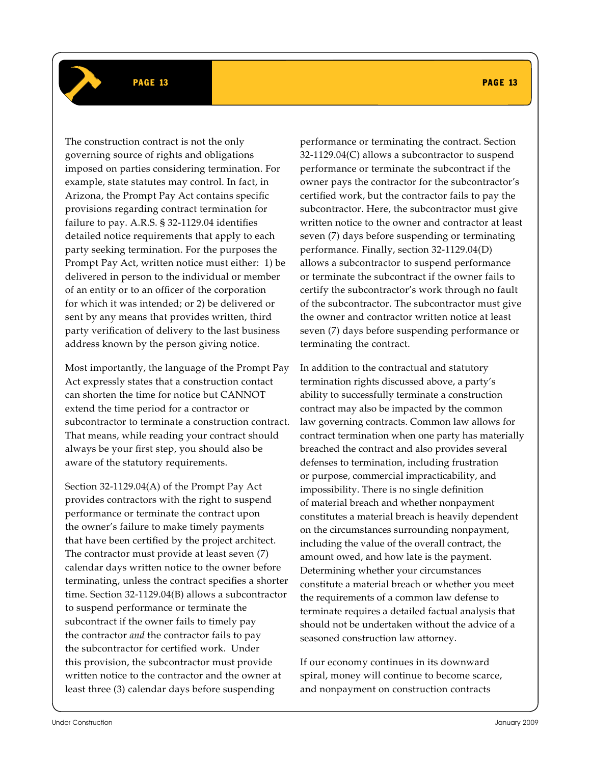The construction contract is not the only governing source of rights and obligations imposed on parties considering termination. For example, state statutes may control. In fact, in Arizona, the Prompt Pay Act contains specific provisions regarding contract termination for failure to pay. A.R.S. § 32-1129.04 identifies detailed notice requirements that apply to each party seeking termination. For the purposes the Prompt Pay Act, written notice must either: 1) be delivered in person to the individual or member of an entity or to an officer of the corporation for which it was intended; or 2) be delivered or sent by any means that provides written, third party verification of delivery to the last business address known by the person giving notice.

Most importantly, the language of the Prompt Pay Act expressly states that a construction contact can shorten the time for notice but CANNOT extend the time period for a contractor or subcontractor to terminate a construction contract. That means, while reading your contract should always be your first step, you should also be aware of the statutory requirements.

Section 32-1129.04(A) of the Prompt Pay Act provides contractors with the right to suspend performance or terminate the contract upon the owner's failure to make timely payments that have been certified by the project architect. The contractor must provide at least seven (7) calendar days written notice to the owner before terminating, unless the contract specifies a shorter time. Section 32-1129.04(B) allows a subcontractor to suspend performance or terminate the subcontract if the owner fails to timely pay the contractor ***and*** the contractor fails to pay the subcontractor for certified work. Under this provision, the subcontractor must provide written notice to the contractor and the owner at least three (3) calendar days before suspending performance or terminating the contract. Section 32-1129.04(C) allows a subcontractor to suspend performance or terminate the subcontract if the owner pays the contractor for the subcontractor's certified work, but the contractor fails to pay the subcontractor. Here, the subcontractor must give written notice to the owner and contractor at least seven (7) days before suspending or terminating performance. Finally, section 32-1129.04(D) allows a subcontractor to suspend performance or terminate the subcontract if the owner fails to certify the subcontractor's work through no fault of the subcontractor. The subcontractor must give the owner and contractor written notice at least seven (7) days before suspending performance or terminating the contract.

In addition to the contractual and statutory termination rights discussed above, a party's ability to successfully terminate a construction contract may also be impacted by the common law governing contracts. Common law allows for contract termination when one party has materially breached the contract and also provides several defenses to termination, including frustration or purpose, commercial impracticability, and impossibility. There is no single definition of material breach and whether nonpayment constitutes a material breach is heavily dependent on the circumstances surrounding nonpayment, including the value of the overall contract, the amount owed, and how late is the payment. Determining whether your circumstances constitute a material breach or whether you meet the requirements of a common law defense to terminate requires a detailed factual analysis that should not be undertaken without the advice of a seasoned construction law attorney.

If our economy continues in its downward spiral, money will continue to become scarce, and nonpayment on construction contracts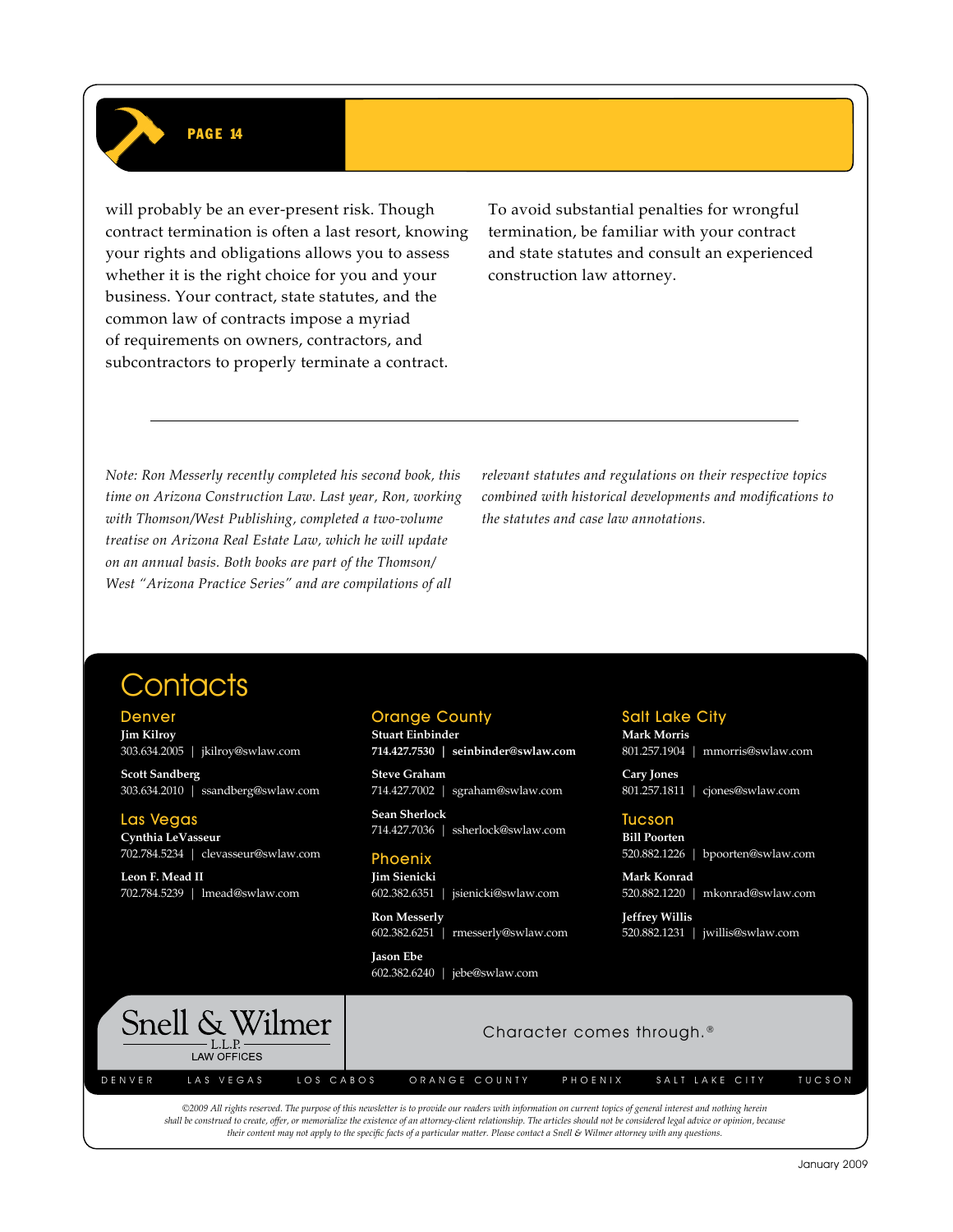will probably be an ever-present risk. Though contract termination is often a last resort, knowing your rights and obligations allows you to assess whether it is the right choice for you and your business. Your contract, state statutes, and the common law of contracts impose a myriad of requirements on owners, contractors, and subcontractors to properly terminate a contract.

To avoid substantial penalties for wrongful termination, be familiar with your contract and state statutes and consult an experienced construction law attorney.

---

*Note: Ron Messerly recently completed his second book, this time on Arizona Construction Law. Last year, Ron, working with Thomson/West Publishing, completed a two-volume treatise on Arizona Real Estate Law, which he will update on an annual basis. Both books are part of the Thomson/West "Arizona Practice Series" and are compilations of all relevant statutes and regulations on their respective topics combined with historical developments and modifications to the statutes and case law annotations.*

# Contacts

## Denver

**Jim Kilroy**
303.634.2005 | jkilroy@swlaw.com

**Scott Sandberg**
303.634.2010 | ssandberg@swlaw.com

## Las Vegas

**Cynthia LeVasseur**
702.784.5234 | clevasseur@swlaw.com

**Leon F. Mead II**
702.784.5239 | lmead@swlaw.com

## Orange County

**Stuart Einbinder**
**714.427.7530 | seinbinder@swlaw.com**

**Steve Graham**
714.427.7002 | sgraham@swlaw.com

**Sean Sherlock**
714.427.7036 | ssherlock@swlaw.com

## Phoenix

**Jim Sienicki**
602.382.6351 | jsienicki@swlaw.com

**Ron Messerly**
602.382.6251 | rmesserly@swlaw.com

**Jason Ebe**
602.382.6240 | jebe@swlaw.com

## Salt Lake City

**Mark Morris**
801.257.1904 | mmorris@swlaw.com

**Cary Jones**
801.257.1811 | cjones@swlaw.com

## Tucson

**Bill Poorten**
520.882.1226 | bpoorten@swlaw.com

**Mark Konrad**
520.882.1220 | mkonrad@swlaw.com

**Jeffrey Willis**
520.882.1231 | jwillis@swlaw.com

Snell & Wilmer L.L.P. LAW OFFICES

Character comes through.®

DENVER LAS VEGAS LOS CABOS ORANGE COUNTY PHOENIX SALT LAKE CITY TUCSON

*©2009 All rights reserved. The purpose of this newsletter is to provide our readers with information on current topics of general interest and nothing herein shall be construed to create, offer, or memorialize the existence of an attorney-client relationship. The articles should not be considered legal advice or opinion, because their content may not apply to the specific facts of a particular matter. Please contact a Snell & Wilmer attorney with any questions.*